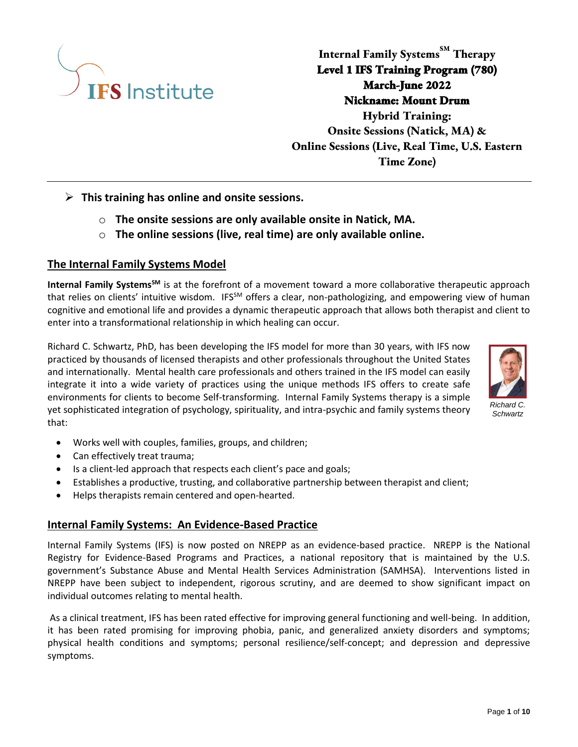IFS Institute

**Internal Family Systems[SM] Therapy**
**Level 1 IFS Training Program (780)**
**March-June 2022**
**Nickname: Mount Drum**
**Hybrid Training:**
**Onsite Sessions (Natick, MA) &**
**Online Sessions (Live, Real Time, U.S. Eastern Time Zone)**

---

- **This training has online and onsite sessions.**
  - **The onsite sessions are only available onsite in Natick, MA.**
  - **The online sessions (live, real time) are only available online.**

## The Internal Family Systems Model

**Internal Family Systems[SM]** is at the forefront of a movement toward a more collaborative therapeutic approach that relies on clients' intuitive wisdom. IFS[SM] offers a clear, non-pathologizing, and empowering view of human cognitive and emotional life and provides a dynamic therapeutic approach that allows both therapist and client to enter into a transformational relationship in which healing can occur.

Richard C. Schwartz, PhD, has been developing the IFS model for more than 30 years, with IFS now practiced by thousands of licensed therapists and other professionals throughout the United States and internationally. Mental health care professionals and others trained in the IFS model can easily integrate it into a wide variety of practices using the unique methods IFS offers to create safe environments for clients to become Self-transforming. Internal Family Systems therapy is a simple yet sophisticated integration of psychology, spirituality, and intra-psychic and family systems theory that:

*Richard C. Schwartz*

- Works well with couples, families, groups, and children;
- Can effectively treat trauma;
- Is a client-led approach that respects each client's pace and goals;
- Establishes a productive, trusting, and collaborative partnership between therapist and client;
- Helps therapists remain centered and open-hearted.

## Internal Family Systems: An Evidence-Based Practice

Internal Family Systems (IFS) is now posted on NREPP as an evidence-based practice. NREPP is the National Registry for Evidence-Based Programs and Practices, a national repository that is maintained by the U.S. government's Substance Abuse and Mental Health Services Administration (SAMHSA). Interventions listed in NREPP have been subject to independent, rigorous scrutiny, and are deemed to show significant impact on individual outcomes relating to mental health.

As a clinical treatment, IFS has been rated effective for improving general functioning and well-being. In addition, it has been rated promising for improving phobia, panic, and generalized anxiety disorders and symptoms; physical health conditions and symptoms; personal resilience/self-concept; and depression and depressive symptoms.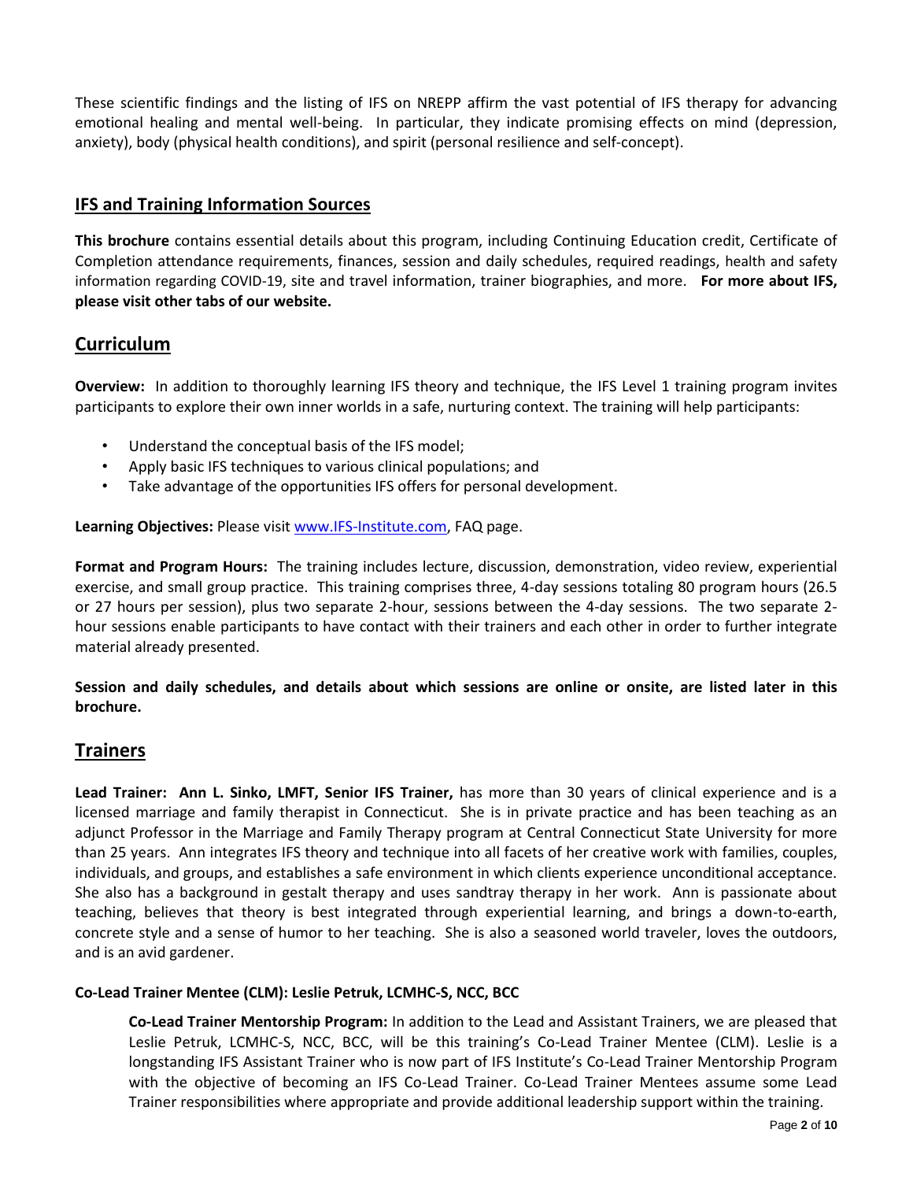These scientific findings and the listing of IFS on NREPP affirm the vast potential of IFS therapy for advancing emotional healing and mental well-being. In particular, they indicate promising effects on mind (depression, anxiety), body (physical health conditions), and spirit (personal resilience and self-concept).

## IFS and Training Information Sources

**This brochure** contains essential details about this program, including Continuing Education credit, Certificate of Completion attendance requirements, finances, session and daily schedules, required readings, health and safety information regarding COVID-19, site and travel information, trainer biographies, and more. **For more about IFS, please visit other tabs of our website.**

## Curriculum

**Overview:** In addition to thoroughly learning IFS theory and technique, the IFS Level 1 training program invites participants to explore their own inner worlds in a safe, nurturing context. The training will help participants:

- Understand the conceptual basis of the IFS model;
- Apply basic IFS techniques to various clinical populations; and
- Take advantage of the opportunities IFS offers for personal development.

**Learning Objectives:** Please visit www.IFS-Institute.com, FAQ page.

**Format and Program Hours:** The training includes lecture, discussion, demonstration, video review, experiential exercise, and small group practice. This training comprises three, 4-day sessions totaling 80 program hours (26.5 or 27 hours per session), plus two separate 2-hour, sessions between the 4-day sessions. The two separate 2-hour sessions enable participants to have contact with their trainers and each other in order to further integrate material already presented.

**Session and daily schedules, and details about which sessions are online or onsite, are listed later in this brochure.**

## Trainers

**Lead Trainer: Ann L. Sinko, LMFT, Senior IFS Trainer,** has more than 30 years of clinical experience and is a licensed marriage and family therapist in Connecticut. She is in private practice and has been teaching as an adjunct Professor in the Marriage and Family Therapy program at Central Connecticut State University for more than 25 years. Ann integrates IFS theory and technique into all facets of her creative work with families, couples, individuals, and groups, and establishes a safe environment in which clients experience unconditional acceptance. She also has a background in gestalt therapy and uses sandtray therapy in her work. Ann is passionate about teaching, believes that theory is best integrated through experiential learning, and brings a down-to-earth, concrete style and a sense of humor to her teaching. She is also a seasoned world traveler, loves the outdoors, and is an avid gardener.

**Co-Lead Trainer Mentee (CLM): Leslie Petruk, LCMHC-S, NCC, BCC**

**Co-Lead Trainer Mentorship Program:** In addition to the Lead and Assistant Trainers, we are pleased that Leslie Petruk, LCMHC-S, NCC, BCC, will be this training's Co-Lead Trainer Mentee (CLM). Leslie is a longstanding IFS Assistant Trainer who is now part of IFS Institute's Co-Lead Trainer Mentorship Program with the objective of becoming an IFS Co-Lead Trainer. Co-Lead Trainer Mentees assume some Lead Trainer responsibilities where appropriate and provide additional leadership support within the training.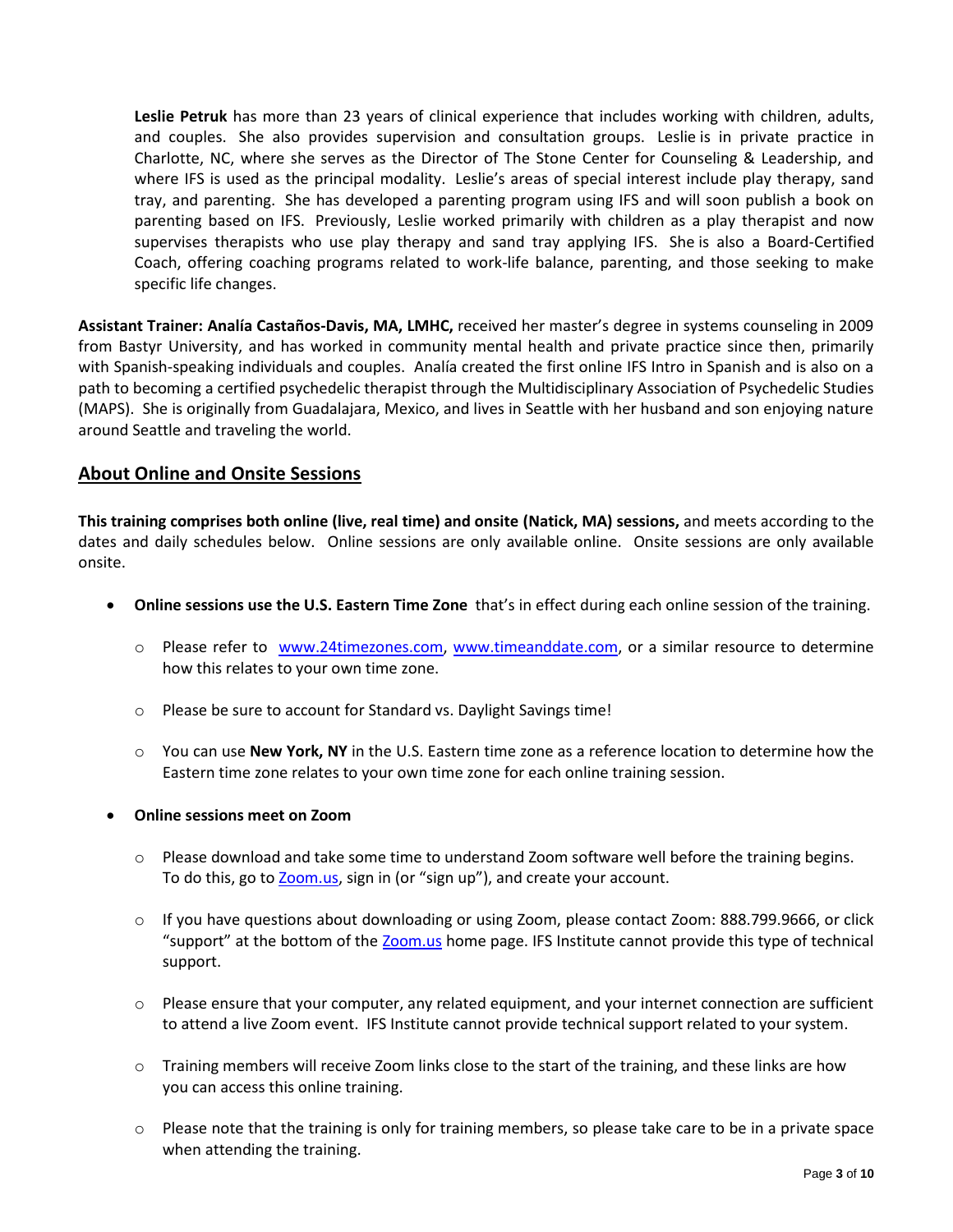**Leslie Petruk** has more than 23 years of clinical experience that includes working with children, adults, and couples. She also provides supervision and consultation groups. Leslie is in private practice in Charlotte, NC, where she serves as the Director of The Stone Center for Counseling & Leadership, and where IFS is used as the principal modality. Leslie's areas of special interest include play therapy, sand tray, and parenting. She has developed a parenting program using IFS and will soon publish a book on parenting based on IFS. Previously, Leslie worked primarily with children as a play therapist and now supervises therapists who use play therapy and sand tray applying IFS. She is also a Board-Certified Coach, offering coaching programs related to work-life balance, parenting, and those seeking to make specific life changes.

**Assistant Trainer: Analía Castaños-Davis, MA, LMHC,** received her master's degree in systems counseling in 2009 from Bastyr University, and has worked in community mental health and private practice since then, primarily with Spanish-speaking individuals and couples. Analía created the first online IFS Intro in Spanish and is also on a path to becoming a certified psychedelic therapist through the Multidisciplinary Association of Psychedelic Studies (MAPS). She is originally from Guadalajara, Mexico, and lives in Seattle with her husband and son enjoying nature around Seattle and traveling the world.

## About Online and Onsite Sessions

**This training comprises both online (live, real time) and onsite (Natick, MA) sessions,** and meets according to the dates and daily schedules below. Online sessions are only available online. Onsite sessions are only available onsite.

- **Online sessions use the U.S. Eastern Time Zone** that's in effect during each online session of the training.
  - Please refer to www.24timezones.com, www.timeanddate.com, or a similar resource to determine how this relates to your own time zone.
  - Please be sure to account for Standard vs. Daylight Savings time!
  - You can use **New York, NY** in the U.S. Eastern time zone as a reference location to determine how the Eastern time zone relates to your own time zone for each online training session.
- **Online sessions meet on Zoom**
  - Please download and take some time to understand Zoom software well before the training begins. To do this, go to Zoom.us, sign in (or "sign up"), and create your account.
  - If you have questions about downloading or using Zoom, please contact Zoom: 888.799.9666, or click "support" at the bottom of the Zoom.us home page. IFS Institute cannot provide this type of technical support.
  - Please ensure that your computer, any related equipment, and your internet connection are sufficient to attend a live Zoom event. IFS Institute cannot provide technical support related to your system.
  - Training members will receive Zoom links close to the start of the training, and these links are how you can access this online training.
  - Please note that the training is only for training members, so please take care to be in a private space when attending the training.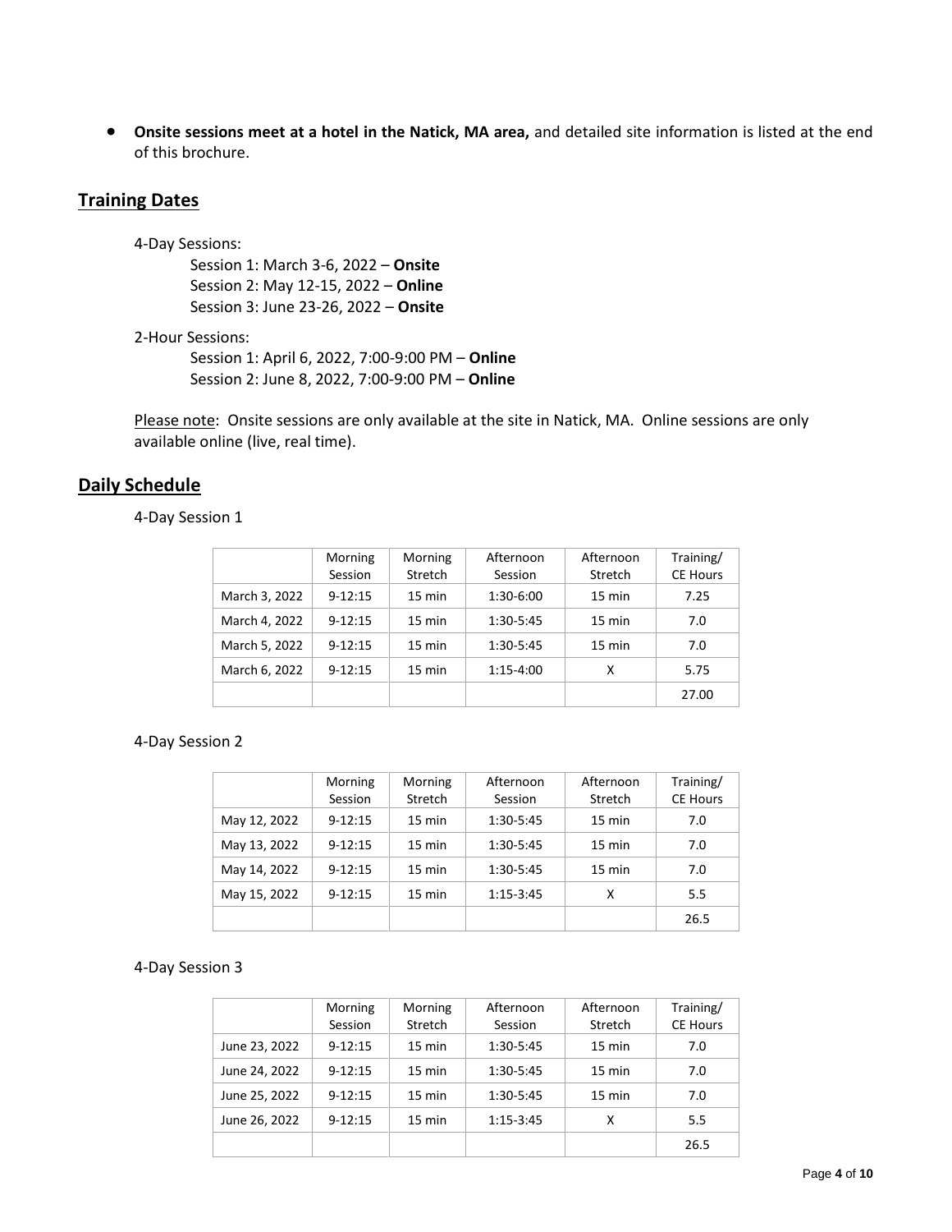- **Onsite sessions meet at a hotel in the Natick, MA area,** and detailed site information is listed at the end of this brochure.

## Training Dates

4-Day Sessions:

Session 1: March 3-6, 2022 – **Onsite**
Session 2: May 12-15, 2022 – **Online**
Session 3: June 23-26, 2022 – **Onsite**

2-Hour Sessions:

Session 1: April 6, 2022, 7:00-9:00 PM – **Online**
Session 2: June 8, 2022, 7:00-9:00 PM – **Online**

Please note: Onsite sessions are only available at the site in Natick, MA. Online sessions are only available online (live, real time).

## Daily Schedule

4-Day Session 1

| | Morning Session | Morning Stretch | Afternoon Session | Afternoon Stretch | Training/ CE Hours |
|---|---|---|---|---|---|
| March 3, 2022 | 9-12:15 | 15 min | 1:30-6:00 | 15 min | 7.25 |
| March 4, 2022 | 9-12:15 | 15 min | 1:30-5:45 | 15 min | 7.0 |
| March 5, 2022 | 9-12:15 | 15 min | 1:30-5:45 | 15 min | 7.0 |
| March 6, 2022 | 9-12:15 | 15 min | 1:15-4:00 | X | 5.75 |
| | | | | | 27.00 |

4-Day Session 2

| | Morning Session | Morning Stretch | Afternoon Session | Afternoon Stretch | Training/ CE Hours |
|---|---|---|---|---|---|
| May 12, 2022 | 9-12:15 | 15 min | 1:30-5:45 | 15 min | 7.0 |
| May 13, 2022 | 9-12:15 | 15 min | 1:30-5:45 | 15 min | 7.0 |
| May 14, 2022 | 9-12:15 | 15 min | 1:30-5:45 | 15 min | 7.0 |
| May 15, 2022 | 9-12:15 | 15 min | 1:15-3:45 | X | 5.5 |
| | | | | | 26.5 |

4-Day Session 3

| | Morning Session | Morning Stretch | Afternoon Session | Afternoon Stretch | Training/ CE Hours |
|---|---|---|---|---|---|
| June 23, 2022 | 9-12:15 | 15 min | 1:30-5:45 | 15 min | 7.0 |
| June 24, 2022 | 9-12:15 | 15 min | 1:30-5:45 | 15 min | 7.0 |
| June 25, 2022 | 9-12:15 | 15 min | 1:30-5:45 | 15 min | 7.0 |
| June 26, 2022 | 9-12:15 | 15 min | 1:15-3:45 | X | 5.5 |
| | | | | | 26.5 |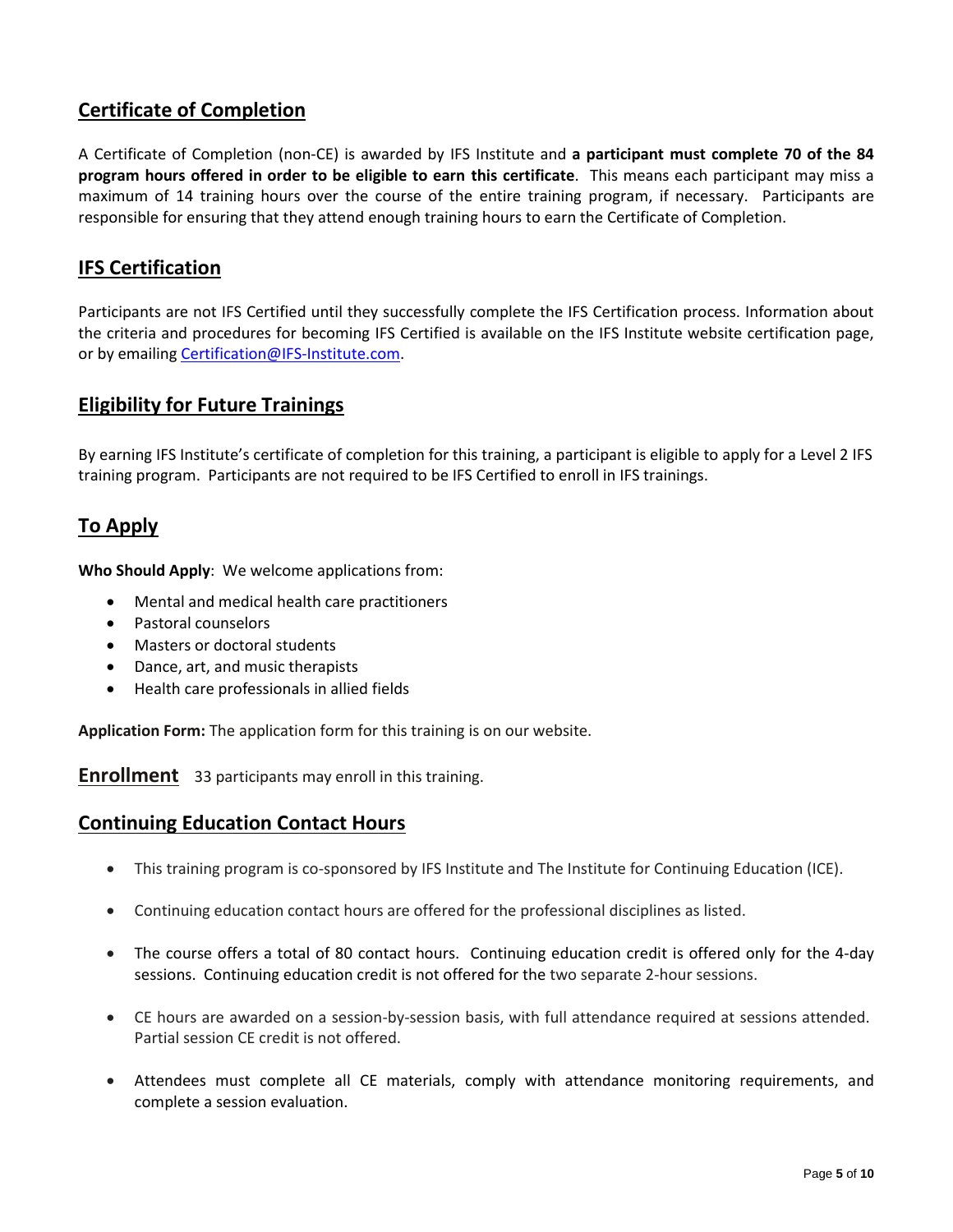## Certificate of Completion

A Certificate of Completion (non-CE) is awarded by IFS Institute and **a participant must complete 70 of the 84 program hours offered in order to be eligible to earn this certificate**. This means each participant may miss a maximum of 14 training hours over the course of the entire training program, if necessary. Participants are responsible for ensuring that they attend enough training hours to earn the Certificate of Completion.

## IFS Certification

Participants are not IFS Certified until they successfully complete the IFS Certification process. Information about the criteria and procedures for becoming IFS Certified is available on the IFS Institute website certification page, or by emailing Certification@IFS-Institute.com.

## Eligibility for Future Trainings

By earning IFS Institute's certificate of completion for this training, a participant is eligible to apply for a Level 2 IFS training program. Participants are not required to be IFS Certified to enroll in IFS trainings.

## To Apply

**Who Should Apply**: We welcome applications from:

- Mental and medical health care practitioners
- Pastoral counselors
- Masters or doctoral students
- Dance, art, and music therapists
- Health care professionals in allied fields

**Application Form:** The application form for this training is on our website.

## Enrollment

33 participants may enroll in this training.

## Continuing Education Contact Hours

- This training program is co-sponsored by IFS Institute and The Institute for Continuing Education (ICE).
- Continuing education contact hours are offered for the professional disciplines as listed.
- The course offers a total of 80 contact hours. Continuing education credit is offered only for the 4-day sessions. Continuing education credit is not offered for the two separate 2-hour sessions.
- CE hours are awarded on a session-by-session basis, with full attendance required at sessions attended. Partial session CE credit is not offered.
- Attendees must complete all CE materials, comply with attendance monitoring requirements, and complete a session evaluation.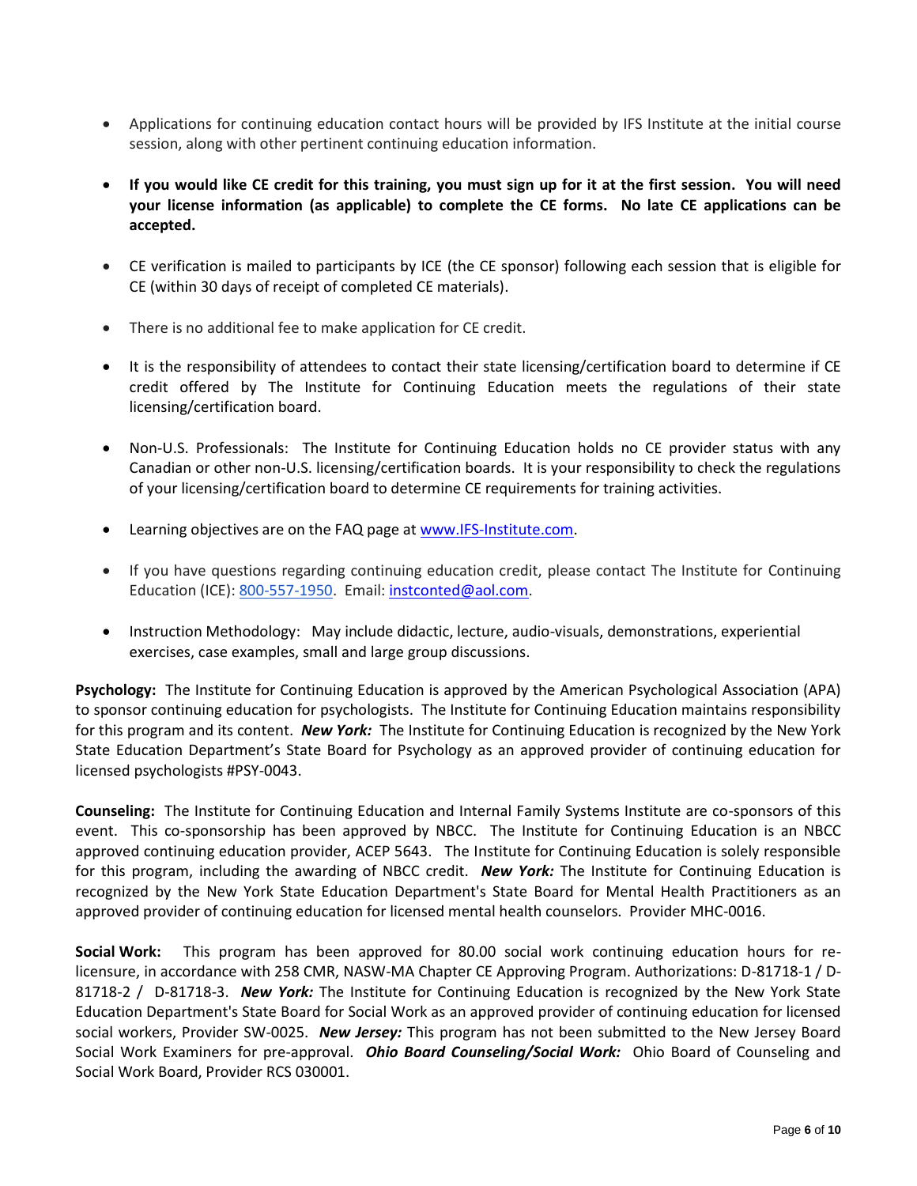- Applications for continuing education contact hours will be provided by IFS Institute at the initial course session, along with other pertinent continuing education information.

- **If you would like CE credit for this training, you must sign up for it at the first session. You will need your license information (as applicable) to complete the CE forms. No late CE applications can be accepted.**

- CE verification is mailed to participants by ICE (the CE sponsor) following each session that is eligible for CE (within 30 days of receipt of completed CE materials).

- There is no additional fee to make application for CE credit.

- It is the responsibility of attendees to contact their state licensing/certification board to determine if CE credit offered by The Institute for Continuing Education meets the regulations of their state licensing/certification board.

- Non-U.S. Professionals: The Institute for Continuing Education holds no CE provider status with any Canadian or other non-U.S. licensing/certification boards. It is your responsibility to check the regulations of your licensing/certification board to determine CE requirements for training activities.

- Learning objectives are on the FAQ page at www.IFS-Institute.com.

- If you have questions regarding continuing education credit, please contact The Institute for Continuing Education (ICE): 800-557-1950. Email: instconted@aol.com.

- Instruction Methodology: May include didactic, lecture, audio-visuals, demonstrations, experiential exercises, case examples, small and large group discussions.

**Psychology:** The Institute for Continuing Education is approved by the American Psychological Association (APA) to sponsor continuing education for psychologists. The Institute for Continuing Education maintains responsibility for this program and its content. ***New York:*** The Institute for Continuing Education is recognized by the New York State Education Department's State Board for Psychology as an approved provider of continuing education for licensed psychologists #PSY-0043.

**Counseling:** The Institute for Continuing Education and Internal Family Systems Institute are co-sponsors of this event. This co-sponsorship has been approved by NBCC. The Institute for Continuing Education is an NBCC approved continuing education provider, ACEP 5643. The Institute for Continuing Education is solely responsible for this program, including the awarding of NBCC credit. ***New York:*** The Institute for Continuing Education is recognized by the New York State Education Department's State Board for Mental Health Practitioners as an approved provider of continuing education for licensed mental health counselors. Provider MHC-0016.

**Social Work:** This program has been approved for 80.00 social work continuing education hours for re-licensure, in accordance with 258 CMR, NASW-MA Chapter CE Approving Program. Authorizations: D-81718-1 / D-81718-2 / D-81718-3. ***New York:*** The Institute for Continuing Education is recognized by the New York State Education Department's State Board for Social Work as an approved provider of continuing education for licensed social workers, Provider SW-0025. ***New Jersey:*** This program has not been submitted to the New Jersey Board Social Work Examiners for pre-approval. ***Ohio Board Counseling/Social Work:*** Ohio Board of Counseling and Social Work Board, Provider RCS 030001.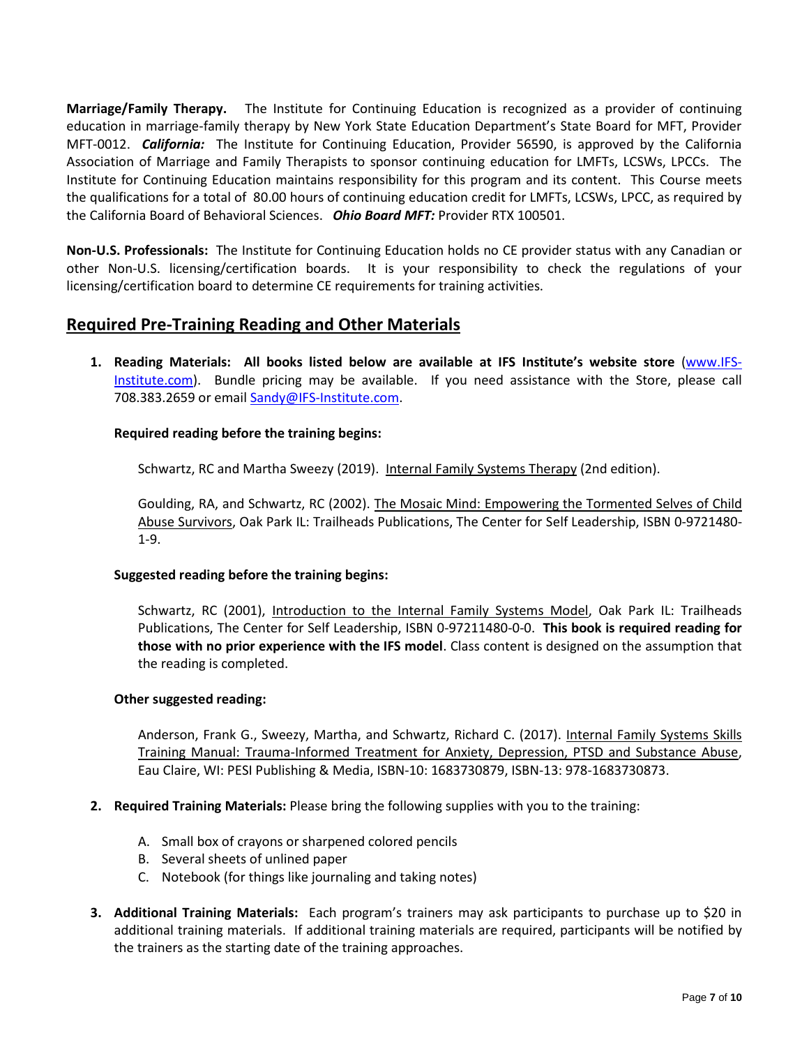**Marriage/Family Therapy.** The Institute for Continuing Education is recognized as a provider of continuing education in marriage-family therapy by New York State Education Department's State Board for MFT, Provider MFT-0012. ***California:*** The Institute for Continuing Education, Provider 56590, is approved by the California Association of Marriage and Family Therapists to sponsor continuing education for LMFTs, LCSWs, LPCCs. The Institute for Continuing Education maintains responsibility for this program and its content. This Course meets the qualifications for a total of 80.00 hours of continuing education credit for LMFTs, LCSWs, LPCC, as required by the California Board of Behavioral Sciences. ***Ohio Board MFT:*** Provider RTX 100501.

**Non-U.S. Professionals:** The Institute for Continuing Education holds no CE provider status with any Canadian or other Non-U.S. licensing/certification boards. It is your responsibility to check the regulations of your licensing/certification board to determine CE requirements for training activities.

## Required Pre-Training Reading and Other Materials

1. **Reading Materials: All books listed below are available at IFS Institute's website store** (www.IFS-Institute.com). Bundle pricing may be available. If you need assistance with the Store, please call 708.383.2659 or email Sandy@IFS-Institute.com.

   **Required reading before the training begins:**

   Schwartz, RC and Martha Sweezy (2019). Internal Family Systems Therapy (2nd edition).

   Goulding, RA, and Schwartz, RC (2002). The Mosaic Mind: Empowering the Tormented Selves of Child Abuse Survivors, Oak Park IL: Trailheads Publications, The Center for Self Leadership, ISBN 0-9721480-1-9.

   **Suggested reading before the training begins:**

   Schwartz, RC (2001), Introduction to the Internal Family Systems Model, Oak Park IL: Trailheads Publications, The Center for Self Leadership, ISBN 0-97211480-0-0. **This book is required reading for those with no prior experience with the IFS model**. Class content is designed on the assumption that the reading is completed.

   **Other suggested reading:**

   Anderson, Frank G., Sweezy, Martha, and Schwartz, Richard C. (2017). Internal Family Systems Skills Training Manual: Trauma-Informed Treatment for Anxiety, Depression, PTSD and Substance Abuse, Eau Claire, WI: PESI Publishing & Media, ISBN-10: 1683730879, ISBN-13: 978-1683730873.

2. **Required Training Materials:** Please bring the following supplies with you to the training:

   A. Small box of crayons or sharpened colored pencils
   B. Several sheets of unlined paper
   C. Notebook (for things like journaling and taking notes)

3. **Additional Training Materials:** Each program's trainers may ask participants to purchase up to $20 in additional training materials. If additional training materials are required, participants will be notified by the trainers as the starting date of the training approaches.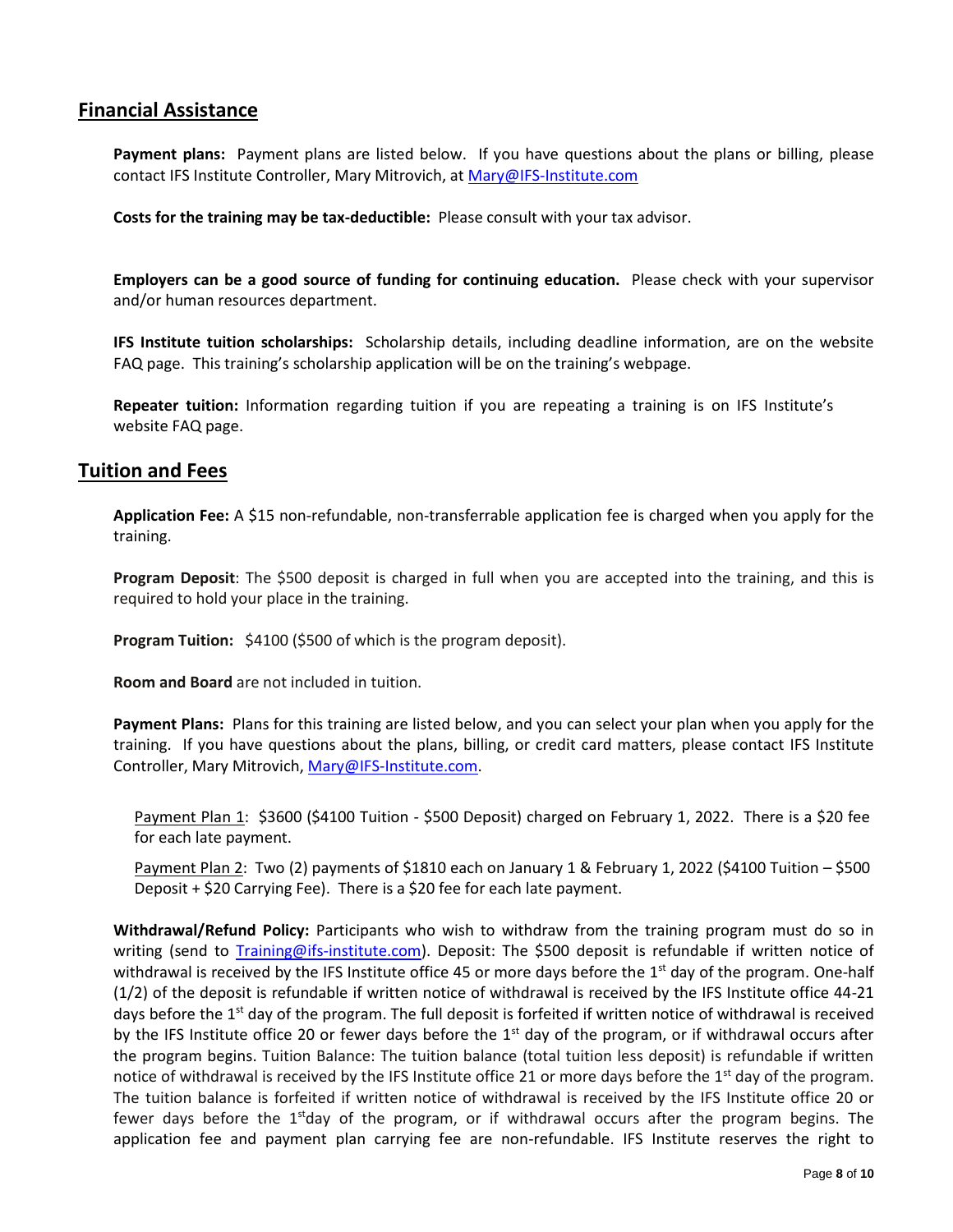## Financial Assistance

**Payment plans:** Payment plans are listed below. If you have questions about the plans or billing, please contact IFS Institute Controller, Mary Mitrovich, at Mary@IFS-Institute.com

**Costs for the training may be tax-deductible:** Please consult with your tax advisor.

**Employers can be a good source of funding for continuing education.** Please check with your supervisor and/or human resources department.

**IFS Institute tuition scholarships:** Scholarship details, including deadline information, are on the website FAQ page. This training's scholarship application will be on the training's webpage.

**Repeater tuition:** Information regarding tuition if you are repeating a training is on IFS Institute's website FAQ page.

## Tuition and Fees

**Application Fee:** A $15 non-refundable, non-transferrable application fee is charged when you apply for the training.

**Program Deposit**: The $500 deposit is charged in full when you are accepted into the training, and this is required to hold your place in the training.

**Program Tuition:** $4100 ($500 of which is the program deposit).

**Room and Board** are not included in tuition.

**Payment Plans:** Plans for this training are listed below, and you can select your plan when you apply for the training. If you have questions about the plans, billing, or credit card matters, please contact IFS Institute Controller, Mary Mitrovich, Mary@IFS-Institute.com.

Payment Plan 1: $3600 ($4100 Tuition - $500 Deposit) charged on February 1, 2022. There is a $20 fee for each late payment.

Payment Plan 2: Two (2) payments of $1810 each on January 1 & February 1, 2022 ($4100 Tuition – $500 Deposit + $20 Carrying Fee). There is a $20 fee for each late payment.

**Withdrawal/Refund Policy:** Participants who wish to withdraw from the training program must do so in writing (send to Training@ifs-institute.com). Deposit: The $500 deposit is refundable if written notice of withdrawal is received by the IFS Institute office 45 or more days before the 1st day of the program. One-half (1/2) of the deposit is refundable if written notice of withdrawal is received by the IFS Institute office 44-21 days before the 1st day of the program. The full deposit is forfeited if written notice of withdrawal is received by the IFS Institute office 20 or fewer days before the 1st day of the program, or if withdrawal occurs after the program begins. Tuition Balance: The tuition balance (total tuition less deposit) is refundable if written notice of withdrawal is received by the IFS Institute office 21 or more days before the 1st day of the program. The tuition balance is forfeited if written notice of withdrawal is received by the IFS Institute office 20 or fewer days before the 1st day of the program, or if withdrawal occurs after the program begins. The application fee and payment plan carrying fee are non-refundable. IFS Institute reserves the right to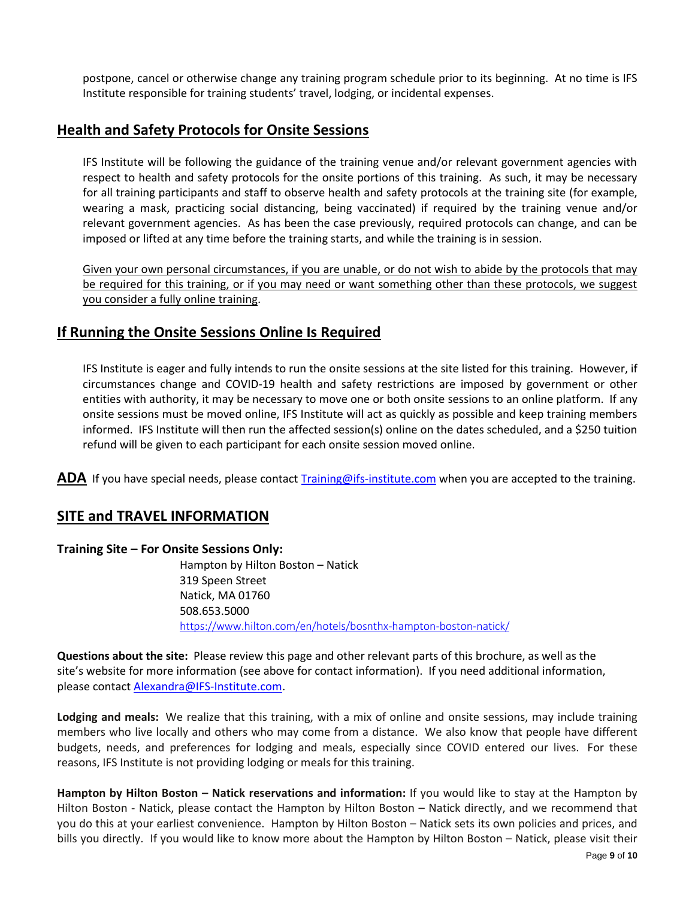postpone, cancel or otherwise change any training program schedule prior to its beginning. At no time is IFS Institute responsible for training students' travel, lodging, or incidental expenses.

## Health and Safety Protocols for Onsite Sessions

IFS Institute will be following the guidance of the training venue and/or relevant government agencies with respect to health and safety protocols for the onsite portions of this training. As such, it may be necessary for all training participants and staff to observe health and safety protocols at the training site (for example, wearing a mask, practicing social distancing, being vaccinated) if required by the training venue and/or relevant government agencies. As has been the case previously, required protocols can change, and can be imposed or lifted at any time before the training starts, and while the training is in session.

Given your own personal circumstances, if you are unable, or do not wish to abide by the protocols that may be required for this training, or if you may need or want something other than these protocols, we suggest you consider a fully online training.

## If Running the Onsite Sessions Online Is Required

IFS Institute is eager and fully intends to run the onsite sessions at the site listed for this training. However, if circumstances change and COVID-19 health and safety restrictions are imposed by government or other entities with authority, it may be necessary to move one or both onsite sessions to an online platform. If any onsite sessions must be moved online, IFS Institute will act as quickly as possible and keep training members informed. IFS Institute will then run the affected session(s) online on the dates scheduled, and a $250 tuition refund will be given to each participant for each onsite session moved online.

**ADA** If you have special needs, please contact Training@ifs-institute.com when you are accepted to the training.

## SITE and TRAVEL INFORMATION

**Training Site – For Onsite Sessions Only:**

Hampton by Hilton Boston – Natick
319 Speen Street
Natick, MA 01760
508.653.5000
https://www.hilton.com/en/hotels/bosnthx-hampton-boston-natick/

**Questions about the site:** Please review this page and other relevant parts of this brochure, as well as the site's website for more information (see above for contact information). If you need additional information, please contact Alexandra@IFS-Institute.com.

**Lodging and meals:** We realize that this training, with a mix of online and onsite sessions, may include training members who live locally and others who may come from a distance. We also know that people have different budgets, needs, and preferences for lodging and meals, especially since COVID entered our lives. For these reasons, IFS Institute is not providing lodging or meals for this training.

**Hampton by Hilton Boston – Natick reservations and information:** If you would like to stay at the Hampton by Hilton Boston - Natick, please contact the Hampton by Hilton Boston – Natick directly, and we recommend that you do this at your earliest convenience. Hampton by Hilton Boston – Natick sets its own policies and prices, and bills you directly. If you would like to know more about the Hampton by Hilton Boston – Natick, please visit their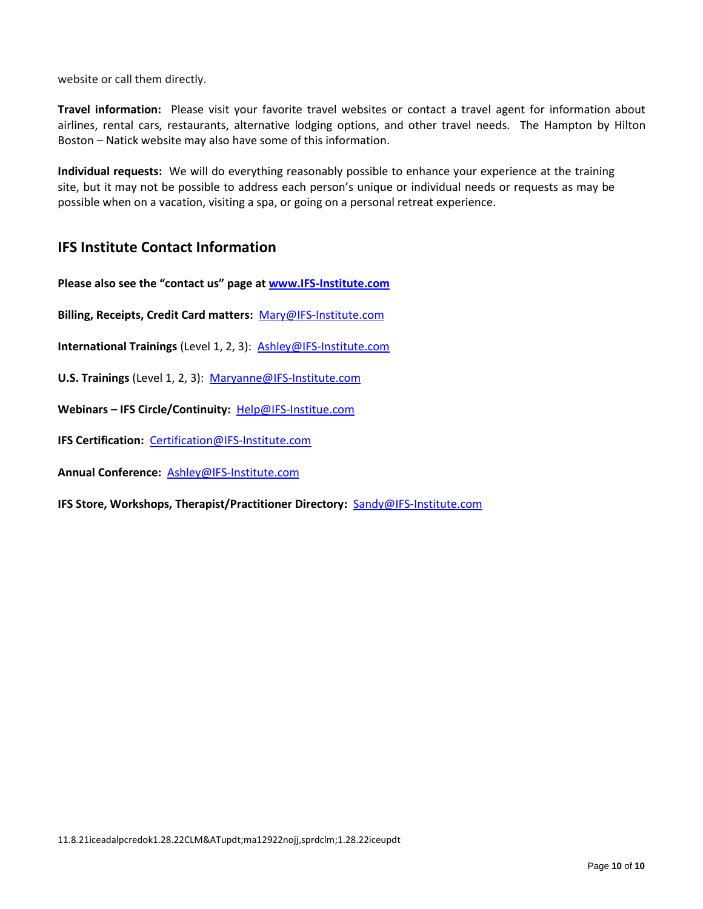website or call them directly.

**Travel information:** Please visit your favorite travel websites or contact a travel agent for information about airlines, rental cars, restaurants, alternative lodging options, and other travel needs. The Hampton by Hilton Boston – Natick website may also have some of this information.

**Individual requests:** We will do everything reasonably possible to enhance your experience at the training site, but it may not be possible to address each person's unique or individual needs or requests as may be possible when on a vacation, visiting a spa, or going on a personal retreat experience.

## IFS Institute Contact Information

**Please also see the "contact us" page at www.IFS-Institute.com**

**Billing, Receipts, Credit Card matters:** Mary@IFS-Institute.com

**International Trainings** (Level 1, 2, 3): Ashley@IFS-Institute.com

**U.S. Trainings** (Level 1, 2, 3): Maryanne@IFS-Institute.com

**Webinars – IFS Circle/Continuity:** Help@IFS-Institue.com

**IFS Certification:** Certification@IFS-Institute.com

**Annual Conference:** Ashley@IFS-Institute.com

**IFS Store, Workshops, Therapist/Practitioner Directory:** Sandy@IFS-Institute.com

11.8.21iceadalpcredok1.28.22CLM&ATupdt;ma12922nojj,sprdclm;1.28.22iceupdt